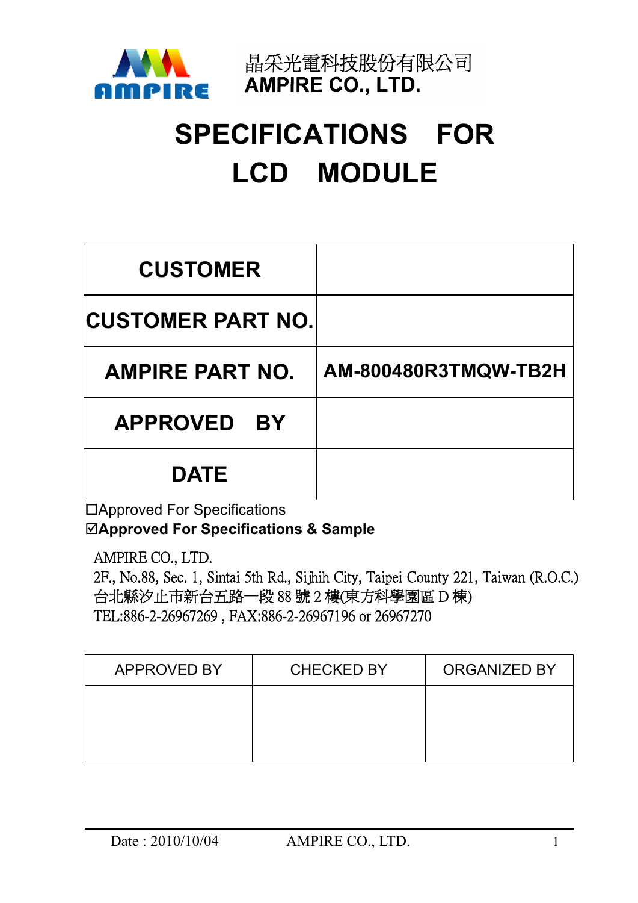晶采光電科技股份有限公司
**AMPIRE CO., LTD.**

# SPECIFICATIONS FOR LCD MODULE

| CUSTOMER | |
|---|---|
| CUSTOMER PART NO. | |
| AMPIRE PART NO. | AM-800480R3TMQW-TB2H |
| APPROVED BY | |
| DATE | |

☐Approved For Specifications
☑**Approved For Specifications & Sample**

AMPIRE CO., LTD.
2F., No.88, Sec. 1, Sintai 5th Rd., Sijhih City, Taipei County 221, Taiwan (R.O.C.)
台北縣汐止市新台五路一段 88 號 2 樓(東方科學園區 D 棟)
TEL:886-2-26967269 , FAX:886-2-26967196 or 26967270

| APPROVED BY | CHECKED BY | ORGANIZED BY |
|---|---|---|
| | | |

Date : 2010/10/04 AMPIRE CO., LTD.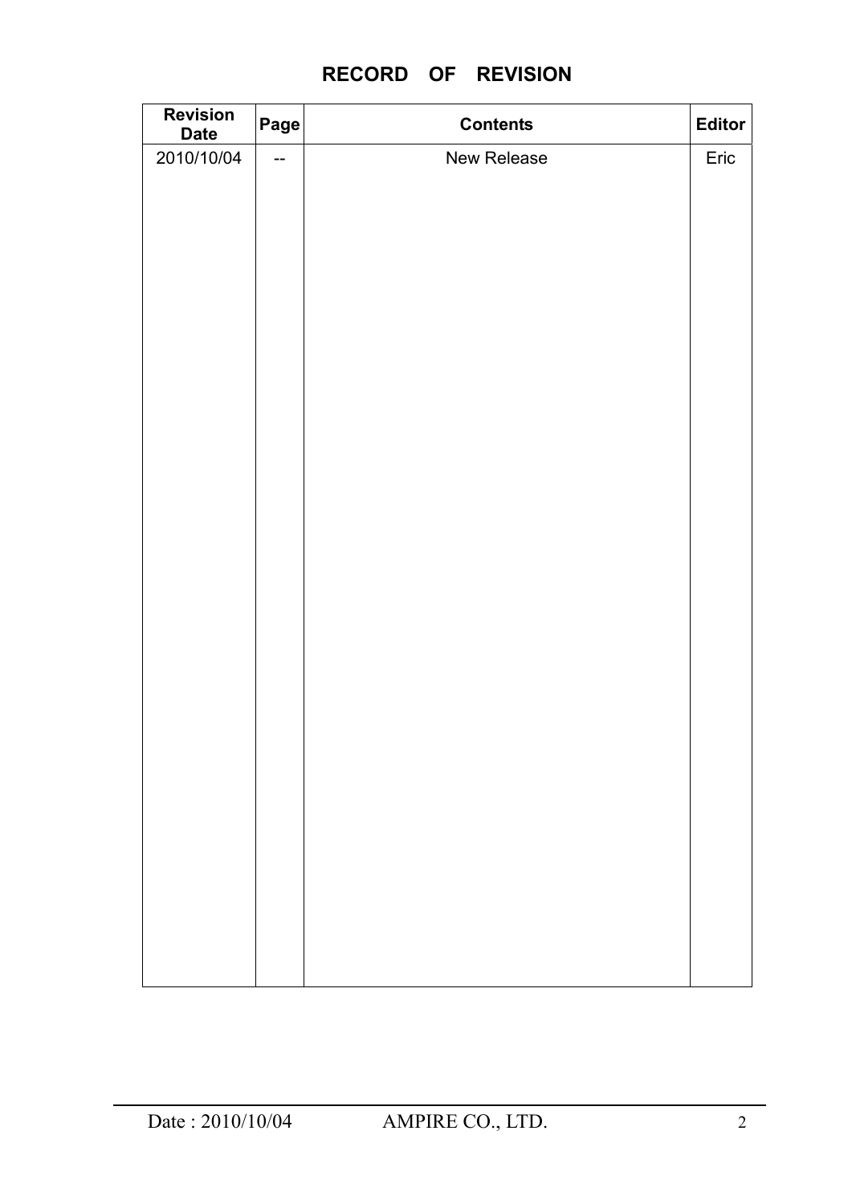# RECORD OF REVISION

| Revision Date | Page | Contents | Editor |
|---|---|---|---|
| 2010/10/04 | -- | New Release | Eric |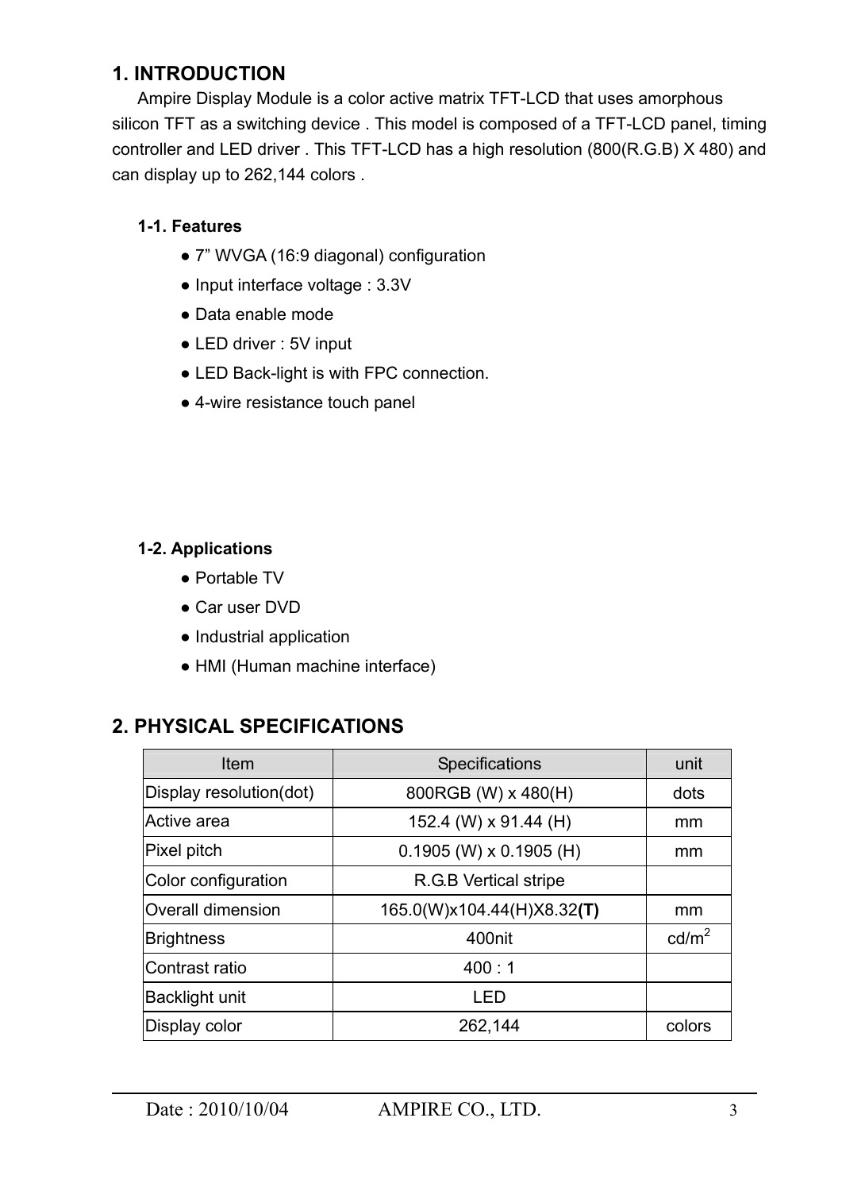# 1. INTRODUCTION

Ampire Display Module is a color active matrix TFT-LCD that uses amorphous silicon TFT as a switching device . This model is composed of a TFT-LCD panel, timing controller and LED driver . This TFT-LCD has a high resolution (800(R.G.B) X 480) and can display up to 262,144 colors .

## 1-1. Features

- 7” WVGA (16:9 diagonal) configuration
- Input interface voltage : 3.3V
- Data enable mode
- LED driver : 5V input
- LED Back-light is with FPC connection.
- 4-wire resistance touch panel

## 1-2. Applications

- Portable TV
- Car user DVD
- Industrial application
- HMI (Human machine interface)

# 2. PHYSICAL SPECIFICATIONS

| Item | Specifications | unit |
|---|---|---|
| Display resolution(dot) | 800RGB (W) x 480(H) | dots |
| Active area | 152.4 (W) x 91.44 (H) | mm |
| Pixel pitch | 0.1905 (W) x 0.1905 (H) | mm |
| Color configuration | R.G.B Vertical stripe | |
| Overall dimension | 165.0(W)x104.44(H)X8.32**(T)** | mm |
| Brightness | 400nit | $cd/m^2$ |
| Contrast ratio | 400 : 1 | |
| Backlight unit | LED | |
| Display color | 262,144 | colors |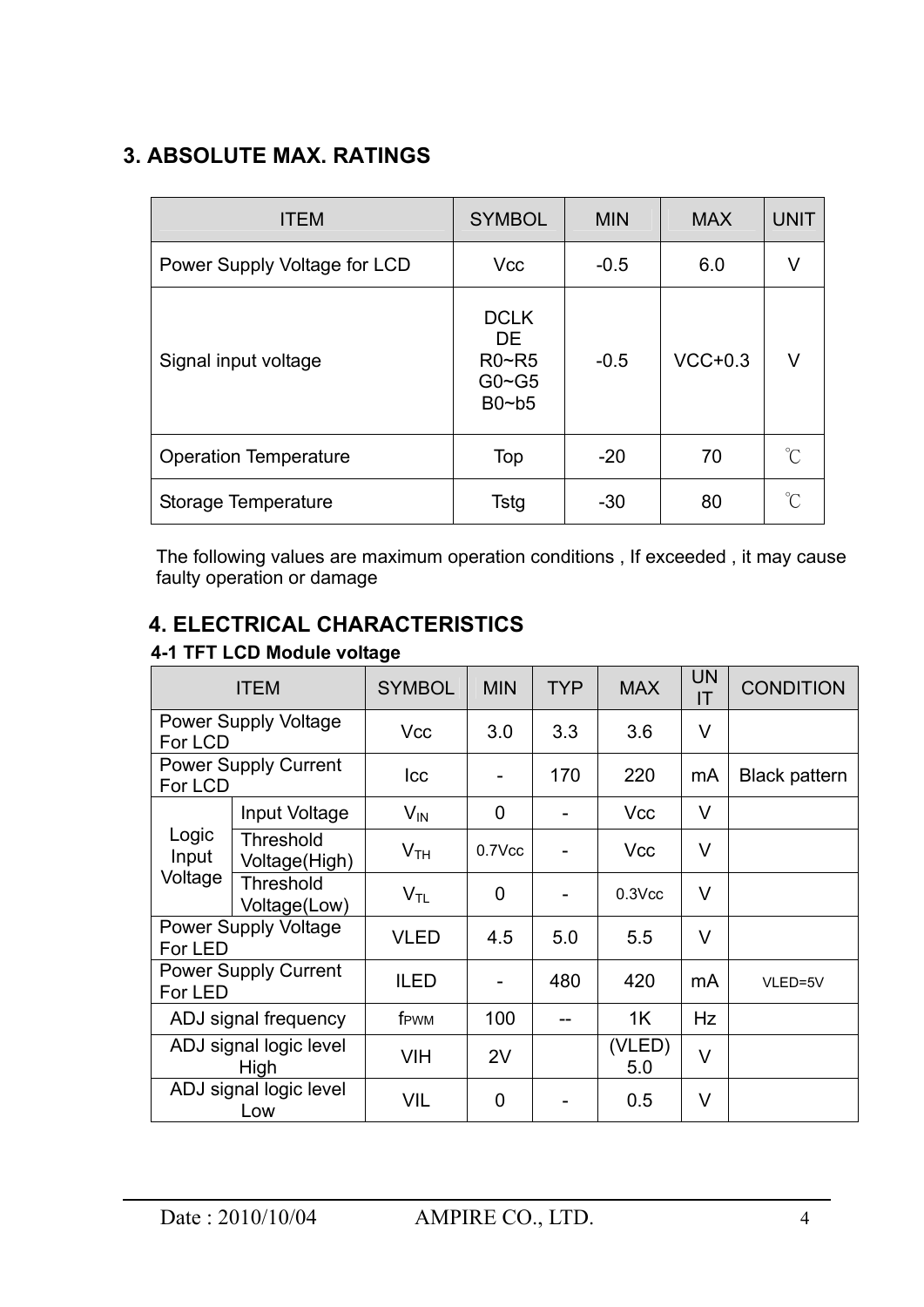## 3. ABSOLUTE MAX. RATINGS

| ITEM | SYMBOL | MIN | MAX | UNIT |
|---|---|---|---|---|
| Power Supply Voltage for LCD | Vcc | -0.5 | 6.0 | V |
| Signal input voltage | DCLK<br>DE<br>R0~R5<br>G0~G5<br>B0~b5 | -0.5 | VCC+0.3 | V |
| Operation Temperature | Top | -20 | 70 | ℃ |
| Storage Temperature | Tstg | -30 | 80 | ℃ |

The following values are maximum operation conditions , If exceeded , it may cause faulty operation or damage

## 4. ELECTRICAL CHARACTERISTICS

### 4-1 TFT LCD Module voltage

| ITEM | | SYMBOL | MIN | TYP | MAX | UNIT | CONDITION |
|---|---|---|---|---|---|---|---|
| Power Supply Voltage For LCD | | Vcc | 3.0 | 3.3 | 3.6 | V | |
| Power Supply Current For LCD | | Icc | - | 170 | 220 | mA | Black pattern |
| Logic Input Voltage | Input Voltage | $V_{IN}$ | 0 | - | Vcc | V | |
| | Threshold Voltage(High) | $V_{TH}$ | 0.7Vcc | - | Vcc | V | |
| | Threshold Voltage(Low) | $V_{TL}$ | 0 | - | 0.3Vcc | V | |
| Power Supply Voltage For LED | | VLED | 4.5 | 5.0 | 5.5 | V | |
| Power Supply Current For LED | | ILED | - | 480 | 420 | mA | VLED=5V |
| ADJ signal frequency | | $f_{PWM}$ | 100 | -- | 1K | Hz | |
| ADJ signal logic level High | | VIH | 2V | | (VLED) 5.0 | V | |
| ADJ signal logic level Low | | VIL | 0 | - | 0.5 | V | |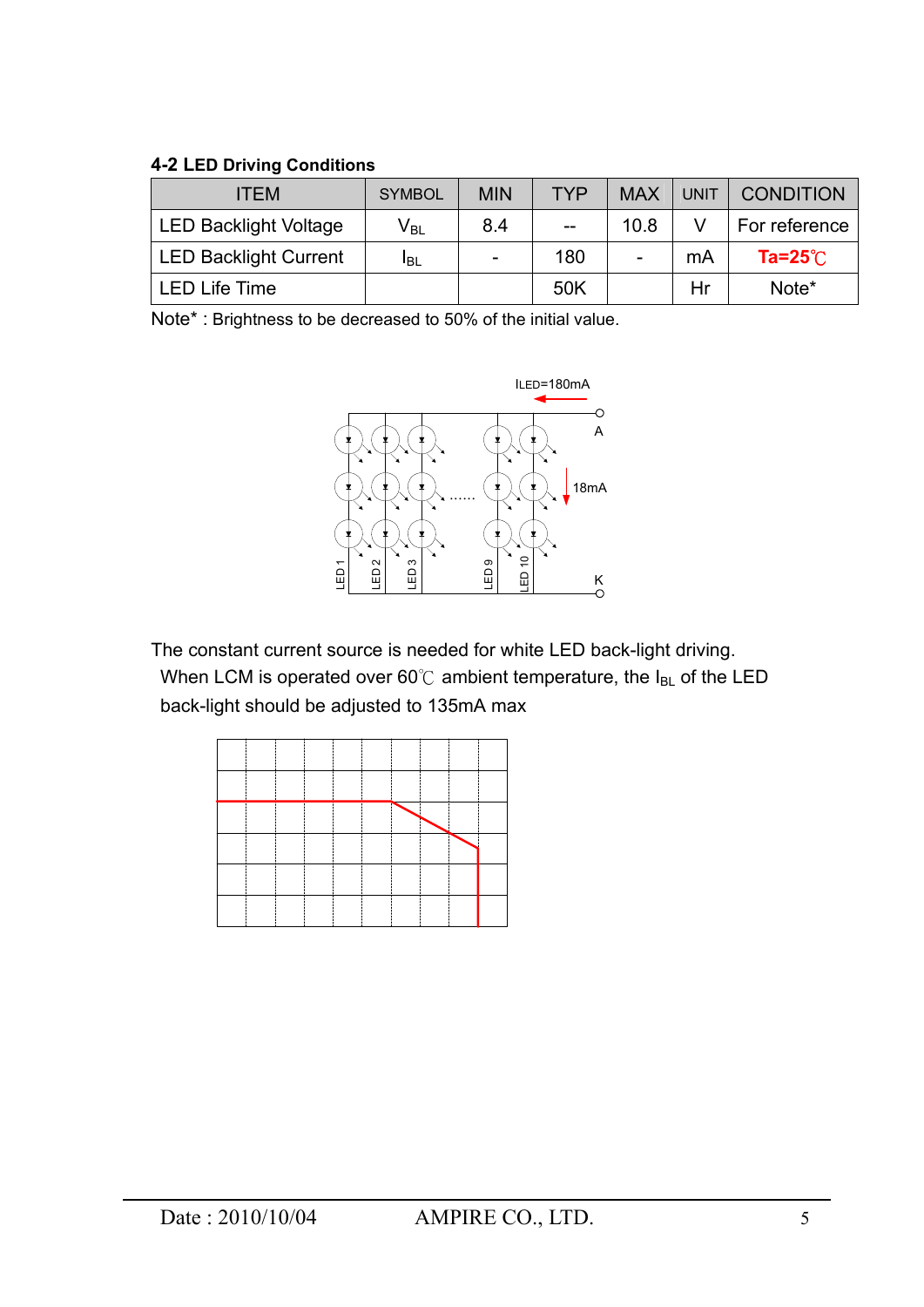### 4-2 LED Driving Conditions

| ITEM | SYMBOL | MIN | TYP | MAX | UNIT | CONDITION |
|---|---|---|---|---|---|---|
| LED Backlight Voltage | $V_{BL}$ | 8.4 | -- | 10.8 | V | For reference |
| LED Backlight Current | $I_{BL}$ | - | 180 | - | mA | Ta=25℃ |
| LED Life Time | | | 50K | | Hr | Note* |

Note* : Brightness to be decreased to 50% of the initial value.

ILED=180mA

A

18mA

K

LED 1 LED 2 LED 3 ...... LED 9 LED 10

The constant current source is needed for white LED back-light driving.

When LCM is operated over 60℃ ambient temperature, the $I_{BL}$ of the LED back-light should be adjusted to 135mA max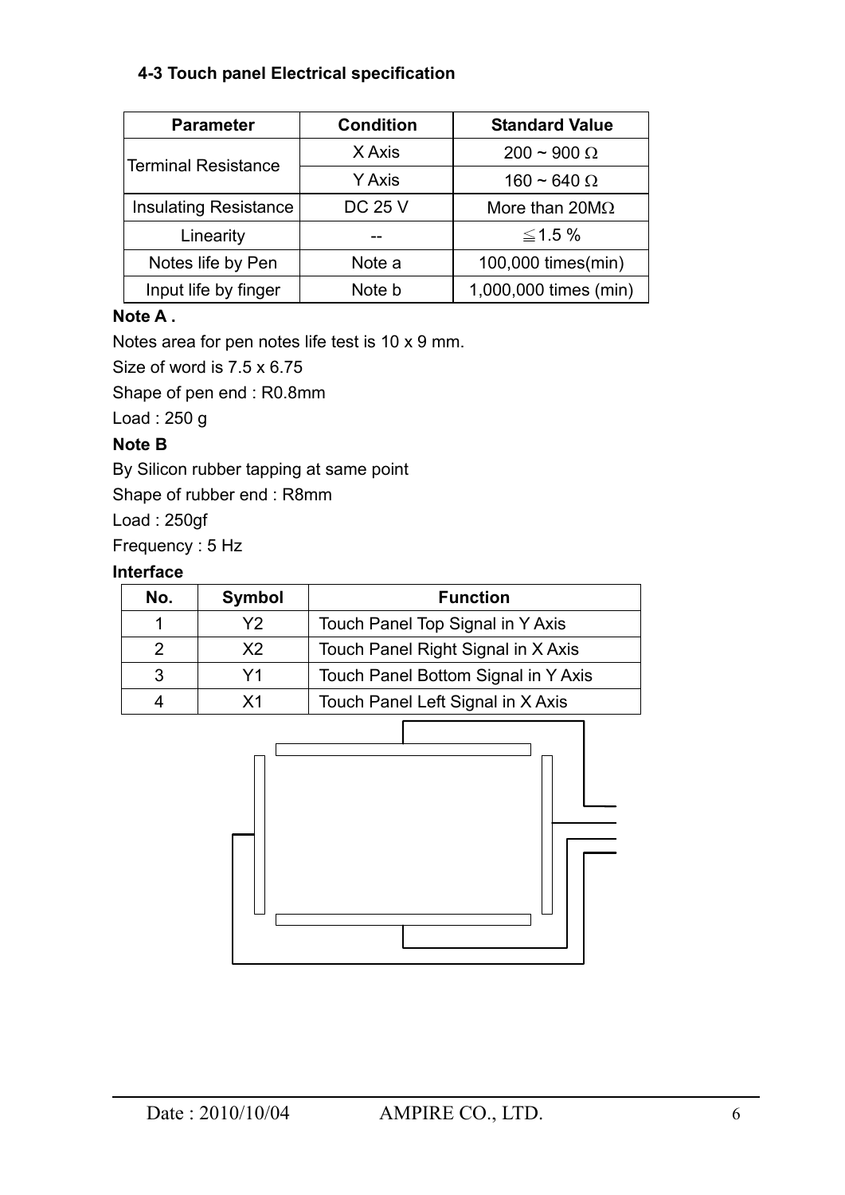### 4-3 Touch panel Electrical specification

| Parameter | Condition | Standard Value |
|---|---|---|
| Terminal Resistance | X Axis | 200 ~ 900 Ω |
| | Y Axis | 160 ~ 640 Ω |
| Insulating Resistance | DC 25 V | More than 20MΩ |
| Linearity | -- | ≦1.5 % |
| Notes life by Pen | Note a | 100,000 times(min) |
| Input life by finger | Note b | 1,000,000 times (min) |

**Note A .**

Notes area for pen notes life test is 10 x 9 mm.

Size of word is 7.5 x 6.75

Shape of pen end : R0.8mm

Load : 250 g

**Note B**

By Silicon rubber tapping at same point

Shape of rubber end : R8mm

Load : 250gf

Frequency : 5 Hz

**Interface**

| No. | Symbol | Function |
|---|---|---|
| 1 | Y2 | Touch Panel Top Signal in Y Axis |
| 2 | X2 | Touch Panel Right Signal in X Axis |
| 3 | Y1 | Touch Panel Bottom Signal in Y Axis |
| 4 | X1 | Touch Panel Left Signal in X Axis |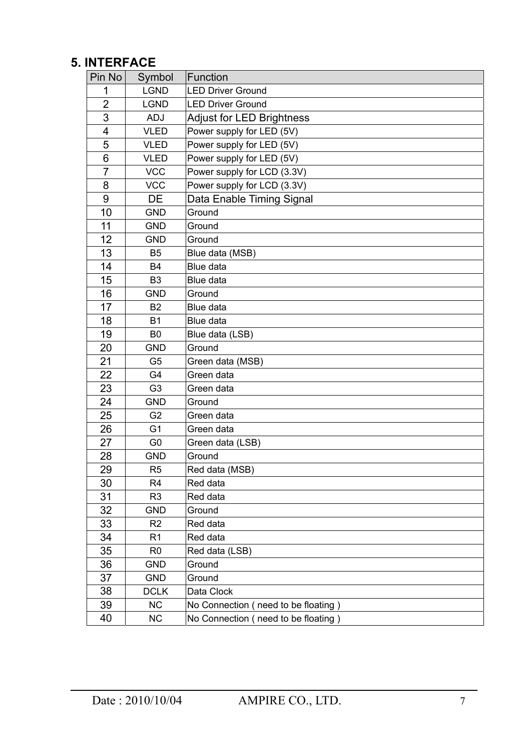## 5. INTERFACE

| Pin No | Symbol | Function |
|---|---|---|
| 1 | LGND | LED Driver Ground |
| 2 | LGND | LED Driver Ground |
| 3 | ADJ | Adjust for LED Brightness |
| 4 | VLED | Power supply for LED (5V) |
| 5 | VLED | Power supply for LED (5V) |
| 6 | VLED | Power supply for LED (5V) |
| 7 | VCC | Power supply for LCD (3.3V) |
| 8 | VCC | Power supply for LCD (3.3V) |
| 9 | DE | Data Enable Timing Signal |
| 10 | GND | Ground |
| 11 | GND | Ground |
| 12 | GND | Ground |
| 13 | B5 | Blue data (MSB) |
| 14 | B4 | Blue data |
| 15 | B3 | Blue data |
| 16 | GND | Ground |
| 17 | B2 | Blue data |
| 18 | B1 | Blue data |
| 19 | B0 | Blue data (LSB) |
| 20 | GND | Ground |
| 21 | G5 | Green data (MSB) |
| 22 | G4 | Green data |
| 23 | G3 | Green data |
| 24 | GND | Ground |
| 25 | G2 | Green data |
| 26 | G1 | Green data |
| 27 | G0 | Green data (LSB) |
| 28 | GND | Ground |
| 29 | R5 | Red data (MSB) |
| 30 | R4 | Red data |
| 31 | R3 | Red data |
| 32 | GND | Ground |
| 33 | R2 | Red data |
| 34 | R1 | Red data |
| 35 | R0 | Red data (LSB) |
| 36 | GND | Ground |
| 37 | GND | Ground |
| 38 | DCLK | Data Clock |
| 39 | NC | No Connection ( need to be floating ) |
| 40 | NC | No Connection ( need to be floating ) |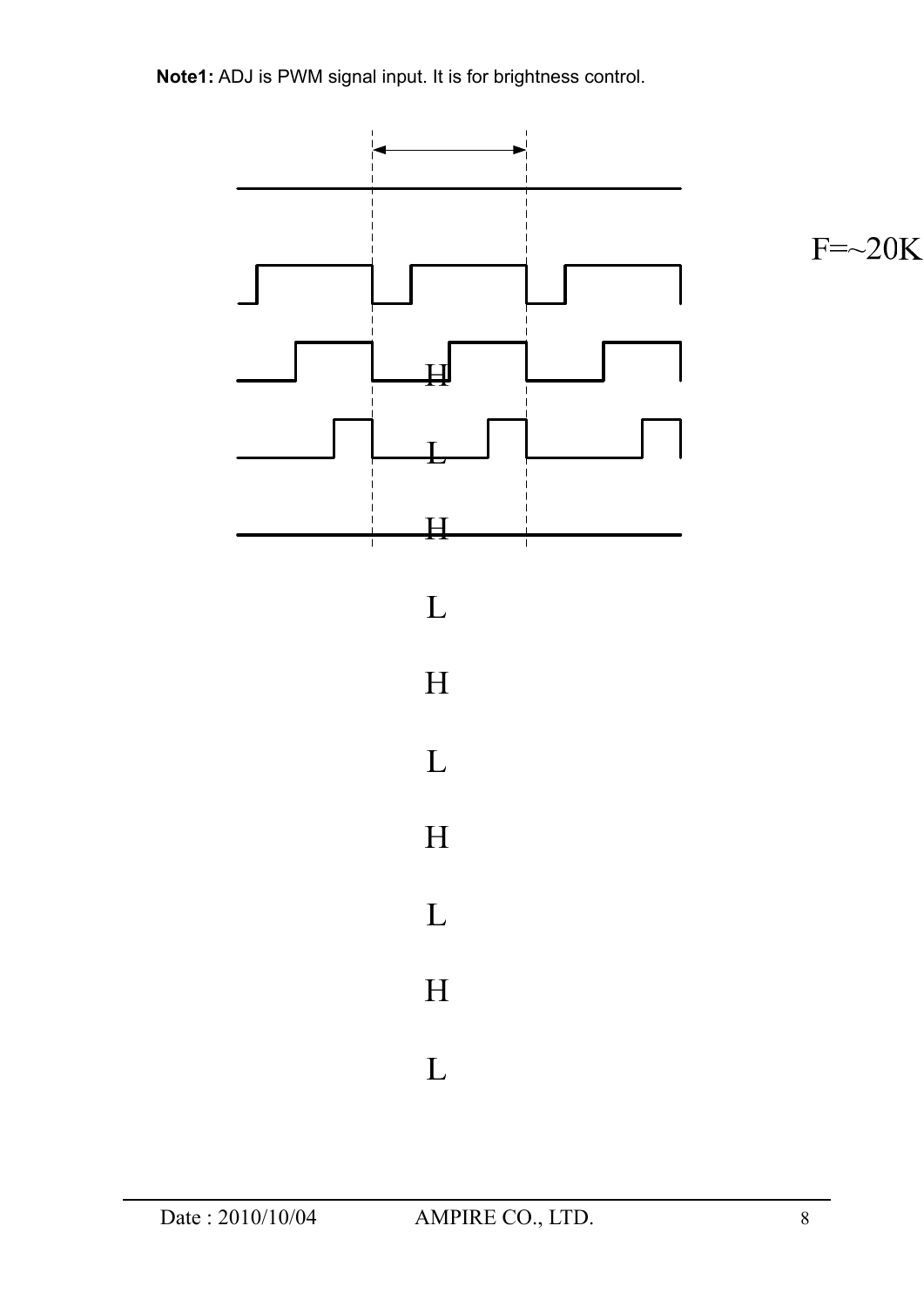**Note1:** ADJ is PWM signal input. It is for brightness control.

F=~20K

H

L

H

L

H

L

H

L

H

L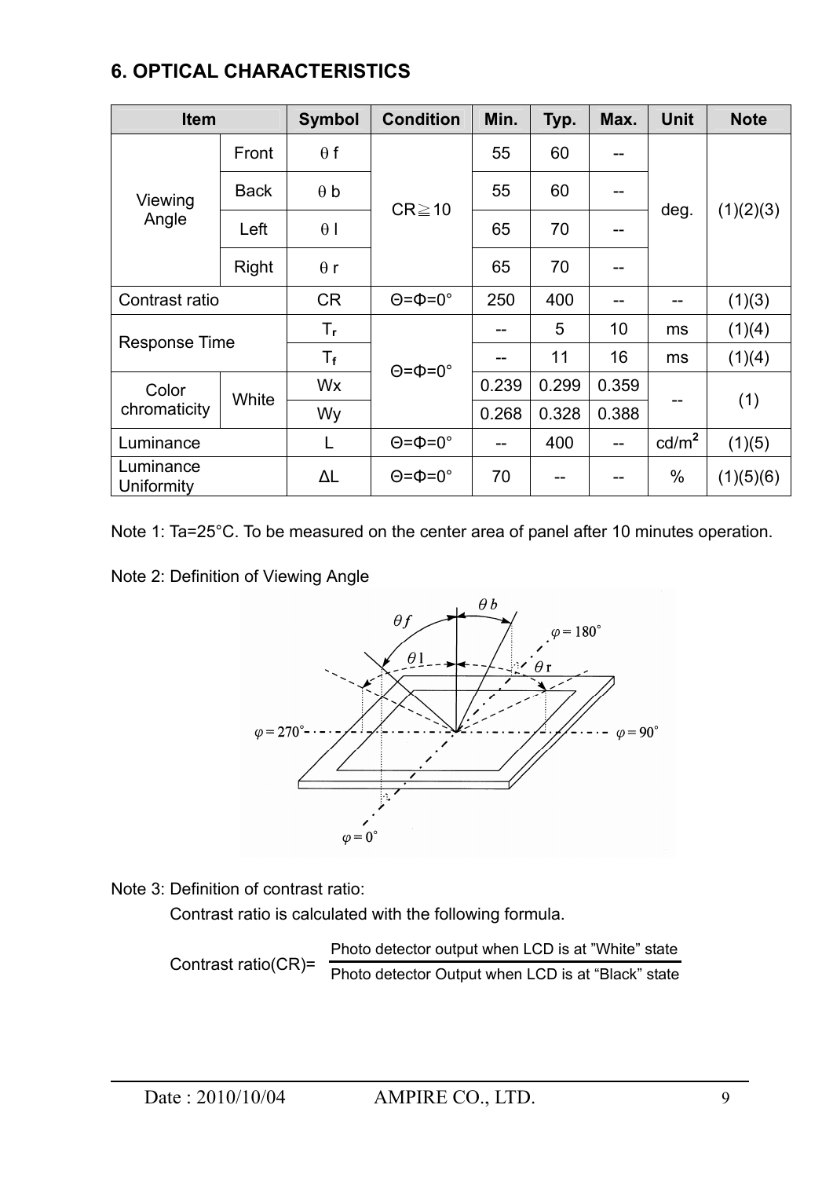## 6. OPTICAL CHARACTERISTICS

| Item | | Symbol | Condition | Min. | Typ. | Max. | Unit | Note |
|---|---|---|---|---|---|---|---|---|
| Viewing Angle | Front | θ f | CR≧10 | 55 | 60 | -- | deg. | (1)(2)(3) |
| | Back | θ b | | 55 | 60 | -- | | |
| | Left | θ l | | 65 | 70 | -- | | |
| | Right | θ r | | 65 | 70 | -- | | |
| Contrast ratio | | CR | Θ=Φ=0° | 250 | 400 | -- | -- | (1)(3) |
| Response Time | | $T_r$ | Θ=Φ=0° | -- | 5 | 10 | ms | (1)(4) |
| | | $T_f$ | | -- | 11 | 16 | ms | (1)(4) |
| Color chromaticity | White | Wx | | 0.239 | 0.299 | 0.359 | -- | (1) |
| | | Wy | | 0.268 | 0.328 | 0.388 | | |
| Luminance | | L | Θ=Φ=0° | -- | 400 | -- | cd/m$^2$ | (1)(5) |
| Luminance Uniformity | | ΔL | Θ=Φ=0° | 70 | -- | -- | % | (1)(5)(6) |

Note 1: Ta=25°C. To be measured on the center area of panel after 10 minutes operation.

Note 2: Definition of Viewing Angle

Note 3: Definition of contrast ratio:

Contrast ratio is calculated with the following formula.

$$\text{Contrast ratio(CR)} = \frac{\text{Photo detector output when LCD is at "White" state}}{\text{Photo detector Output when LCD is at "Black" state}}$$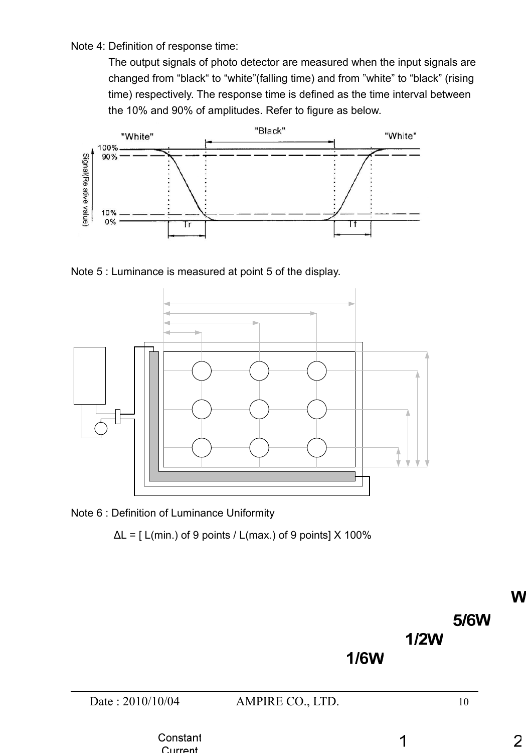Note 4: Definition of response time:

The output signals of photo detector are measured when the input signals are changed from "black" to "white"(falling time) and from "white" to "black" (rising time) respectively. The response time is defined as the time interval between the 10% and 90% of amplitudes. Refer to figure as below.

Note 5 : Luminance is measured at point 5 of the display.

Note 6 : Definition of Luminance Uniformity

ΔL = [ L(min.) of 9 points / L(max.) of 9 points] X 100%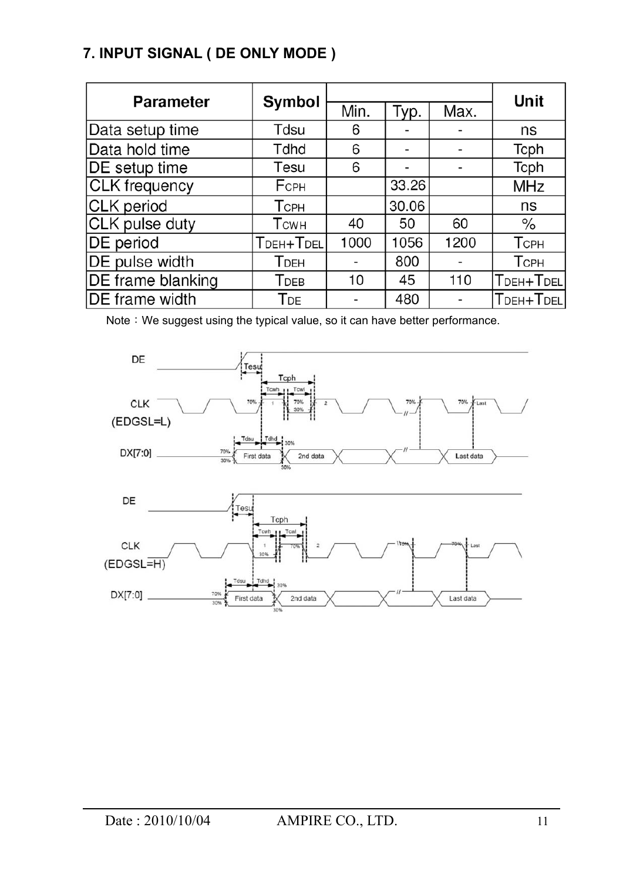## 7. INPUT SIGNAL ( DE ONLY MODE )

| Parameter | Symbol | Min. | Typ. | Max. | Unit |
|---|---|---|---|---|---|
| Data setup time | Tdsu | 6 | - | - | ns |
| Data hold time | Tdhd | 6 | - | - | Tcph |
| DE setup time | Tesu | 6 | - | - | Tcph |
| CLK frequency | $F_{CPH}$ | | 33.26 | | MHz |
| CLK period | $T_{CPH}$ | | 30.06 | | ns |
| CLK pulse duty | $T_{CWH}$ | 40 | 50 | 60 | % |
| DE period | $T_{DEH}+T_{DEL}$ | 1000 | 1056 | 1200 | $T_{CPH}$ |
| DE pulse width | $T_{DEH}$ | - | 800 | - | $T_{CPH}$ |
| DE frame blanking | $T_{DEB}$ | 10 | 45 | 110 | $T_{DEH}+T_{DEL}$ |
| DE frame width | $T_{DE}$ | - | 480 | - | $T_{DEH}+T_{DEL}$ |

Note：We suggest using the typical value, so it can have better performance.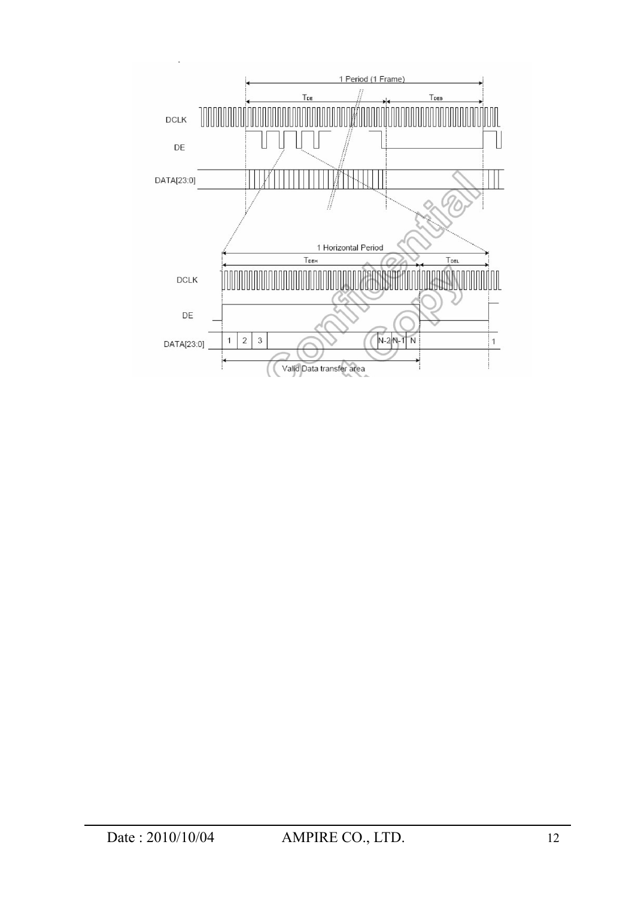1 Period (1 Frame)

$T_{DE}$ $T_{DEB}$

DCLK

DE

DATA[23:0]

1 Horizontal Period

$T_{DEH}$ $T_{DEL}$

DCLK

DE

DATA[23:0] 1 2 3 N-2 N-1 N 1

Valid Data transfer area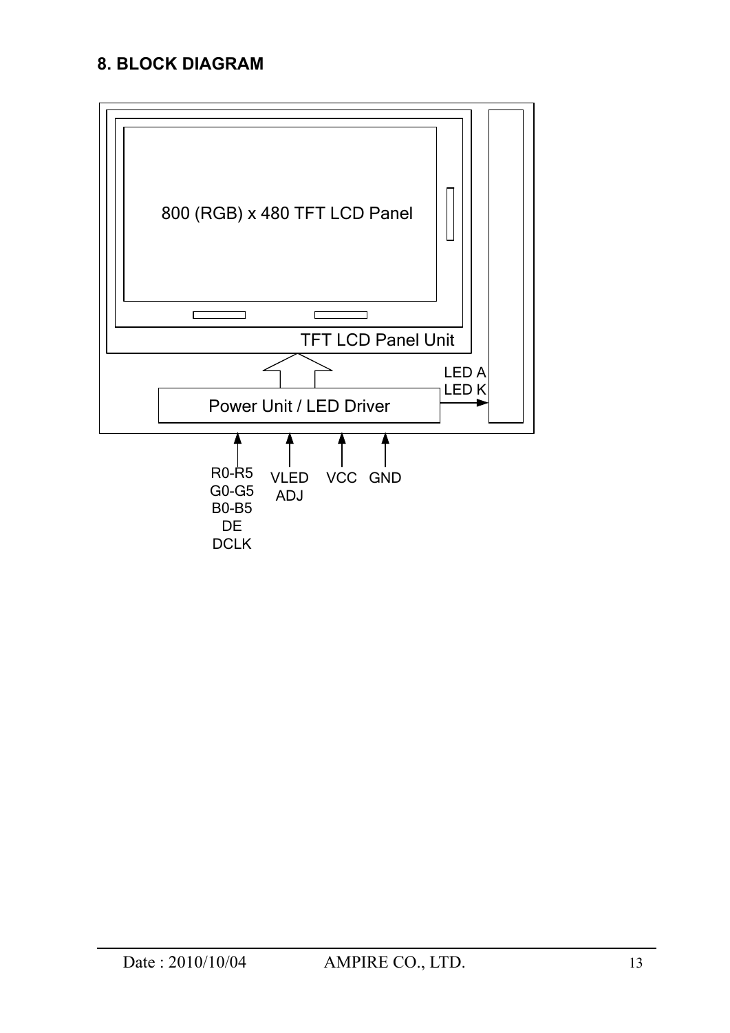## 8. BLOCK DIAGRAM

800 (RGB) x 480 TFT LCD Panel

TFT LCD Panel Unit

LED A
LED K

Power Unit / LED Driver

R0-R5
G0-G5
B0-B5
DE
DCLK

VLED
ADJ

VCC

GND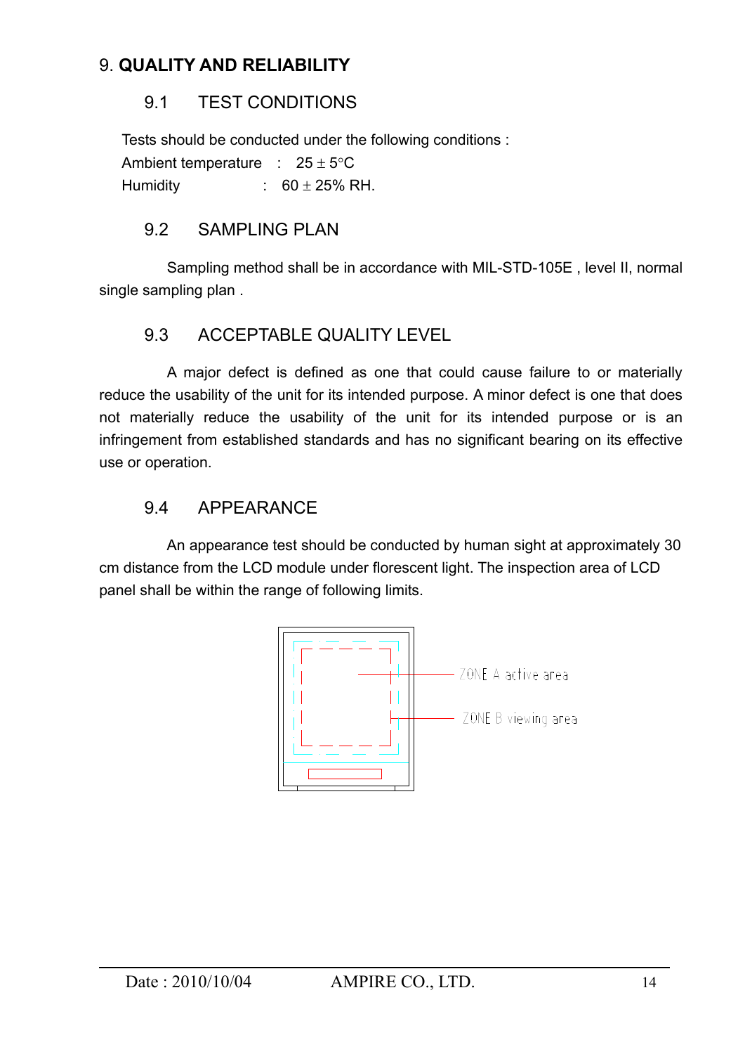# 9. QUALITY AND RELIABILITY

## 9.1 TEST CONDITIONS

Tests should be conducted under the following conditions :

Ambient temperature : 25 ± 5°C

Humidity : 60 ± 25% RH.

## 9.2 SAMPLING PLAN

Sampling method shall be in accordance with MIL-STD-105E , level II, normal single sampling plan .

## 9.3 ACCEPTABLE QUALITY LEVEL

A major defect is defined as one that could cause failure to or materially reduce the usability of the unit for its intended purpose. A minor defect is one that does not materially reduce the usability of the unit for its intended purpose or is an infringement from established standards and has no significant bearing on its effective use or operation.

## 9.4 APPEARANCE

An appearance test should be conducted by human sight at approximately 30 cm distance from the LCD module under florescent light. The inspection area of LCD panel shall be within the range of following limits.

ZONE A active area

ZONE B viewing area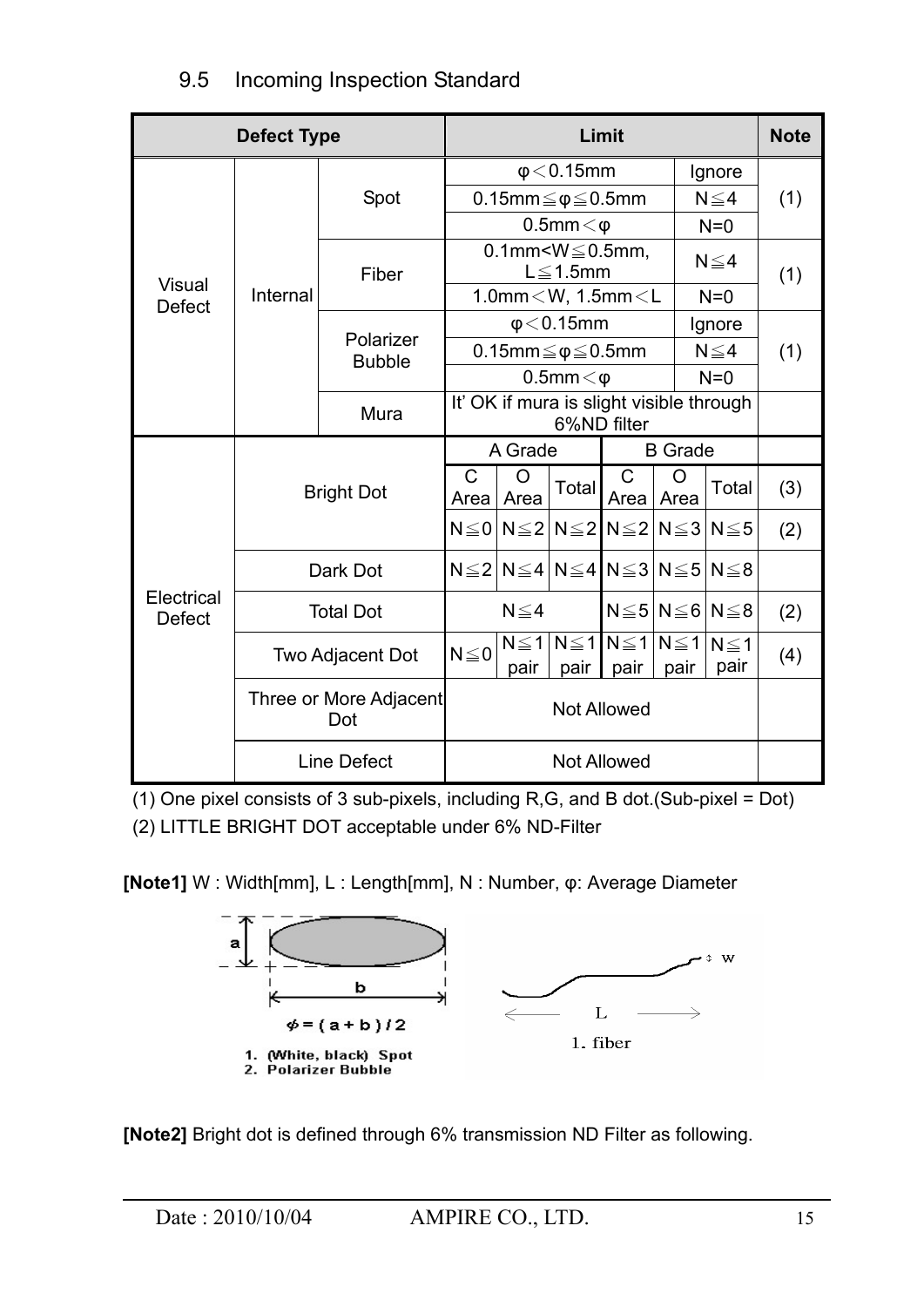## 9.5 Incoming Inspection Standard

| Defect Type | | | Limit | | | | | | Note |
|---|---|---|---|---|---|---|---|---|---|
| Visual Defect | Internal | Spot | φ＜0.15mm | | | | | Ignore | (1) |
| | | | 0.15mm≦φ≦0.5mm | | | | | N≦4 | |
| | | | 0.5mm＜φ | | | | | N=0 | |
| | | Fiber | 0.1mm<W≦0.5mm, L≦1.5mm | | | | | N≦4 | (1) |
| | | | 1.0mm＜W, 1.5mm＜L | | | | | N=0 | |
| | | Polarizer Bubble | φ＜0.15mm | | | | | Ignore | (1) |
| | | | 0.15mm≦φ≦0.5mm | | | | | N≦4 | |
| | | | 0.5mm＜φ | | | | | N=0 | |
| | | Mura | It' OK if mura is slight visible through 6%ND filter | | | | | | |
| Electrical Defect | Bright Dot | | A Grade | | | B Grade | | | |
| | | | C Area | O Area | Total | C Area | O Area | Total | (3) |
| | | | N≦0 | N≦2 | N≦2 | N≦2 | N≦3 | N≦5 | (2) |
| | Dark Dot | | N≦2 | N≦4 | N≦4 | N≦3 | N≦5 | N≦8 | |
| | Total Dot | | N≦4 | | | N≦5 | N≦6 | N≦8 | (2) |
| | Two Adjacent Dot | | N≦0 | N≦1 pair | N≦1 pair | N≦1 pair | N≦1 pair | N≦1 pair | (4) |
| | Three or More Adjacent Dot | | Not Allowed | | | | | | |
| | Line Defect | | Not Allowed | | | | | | |

(1) One pixel consists of 3 sub-pixels, including R,G, and B dot.(Sub-pixel = Dot)

(2) LITTLE BRIGHT DOT acceptable under 6% ND-Filter

**[Note1]** W : Width[mm], L : Length[mm], N : Number, φ: Average Diameter

$\phi = (a + b) / 2$

1. (White, black) Spot
2. Polarizer Bubble

1. fiber

**[Note2]** Bright dot is defined through 6% transmission ND Filter as following.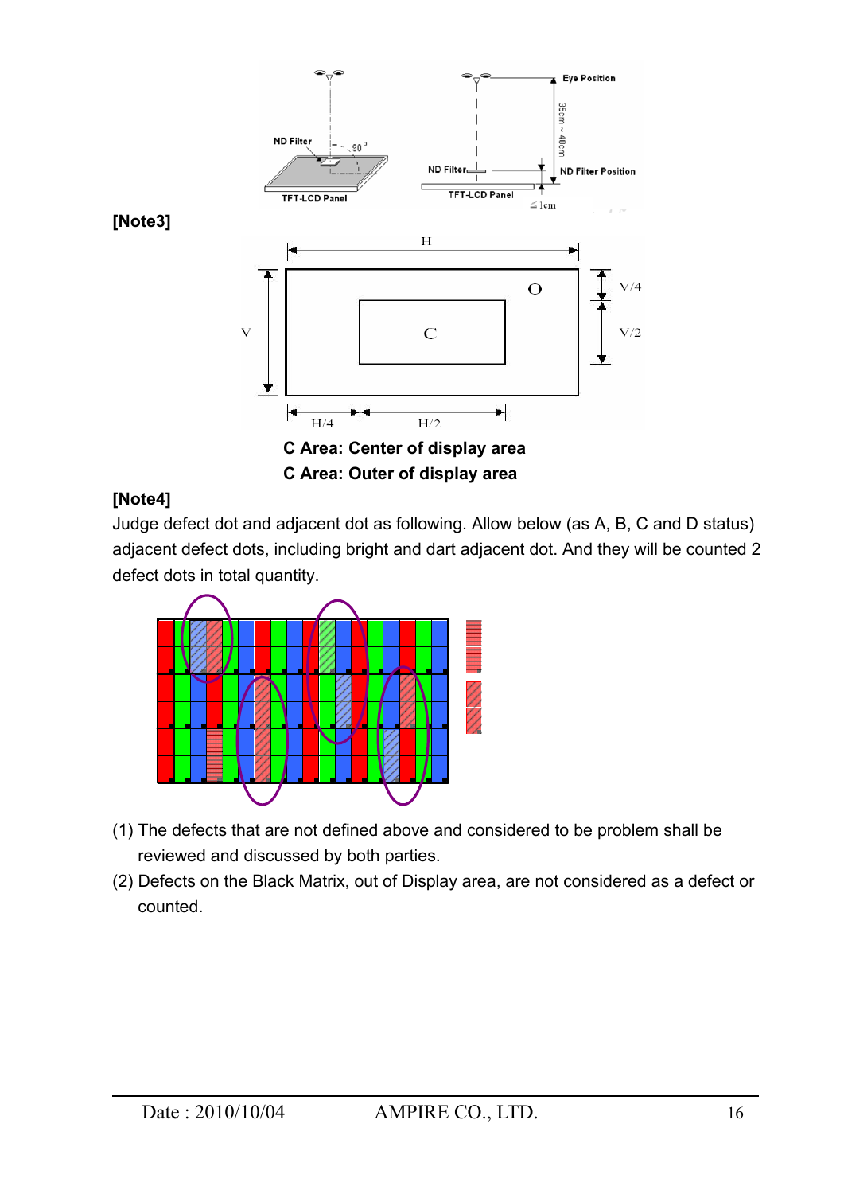**[Note3]**

C Area: Center of display area

C Area: Outer of display area

**[Note4]**

Judge defect dot and adjacent dot as following. Allow below (as A, B, C and D status) adjacent defect dots, including bright and dart adjacent dot. And they will be counted 2 defect dots in total quantity.

(1) The defects that are not defined above and considered to be problem shall be reviewed and discussed by both parties.

(2) Defects on the Black Matrix, out of Display area, are not considered as a defect or counted.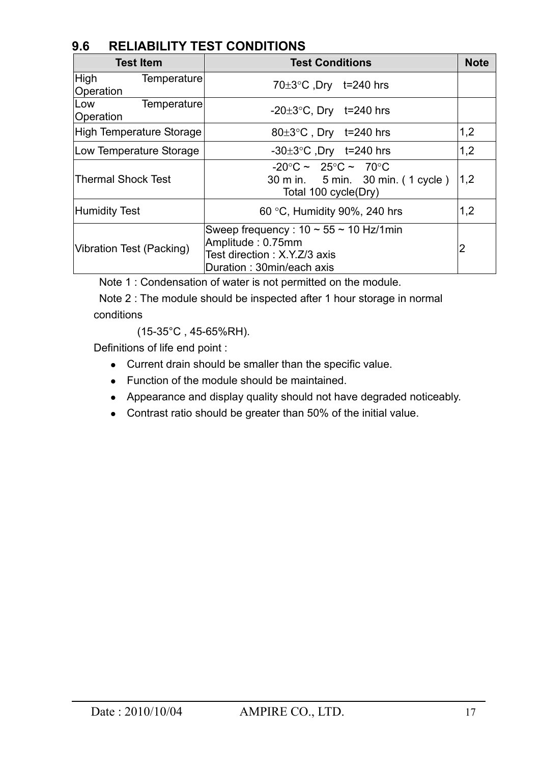## 9.6 RELIABILITY TEST CONDITIONS

| Test Item | Test Conditions | Note |
|---|---|---|
| High Temperature Operation | 70±3°C ,Dry t=240 hrs | |
| Low Temperature Operation | -20±3°C, Dry t=240 hrs | |
| High Temperature Storage | 80±3°C , Dry t=240 hrs | 1,2 |
| Low Temperature Storage | -30±3°C ,Dry t=240 hrs | 1,2 |
| Thermal Shock Test | -20°C ~ 25°C ~ 70°C<br>30 m in. 5 min. 30 min. ( 1 cycle )<br>Total 100 cycle(Dry) | 1,2 |
| Humidity Test | 60 °C, Humidity 90%, 240 hrs | 1,2 |
| Vibration Test (Packing) | Sweep frequency : 10 ~ 55 ~ 10 Hz/1min<br>Amplitude : 0.75mm<br>Test direction : X.Y.Z/3 axis<br>Duration : 30min/each axis | 2 |

Note 1 : Condensation of water is not permitted on the module.

Note 2 : The module should be inspected after 1 hour storage in normal conditions (15-35°C , 45-65%RH).

Definitions of life end point :

- Current drain should be smaller than the specific value.
- Function of the module should be maintained.
- Appearance and display quality should not have degraded noticeably.
- Contrast ratio should be greater than 50% of the initial value.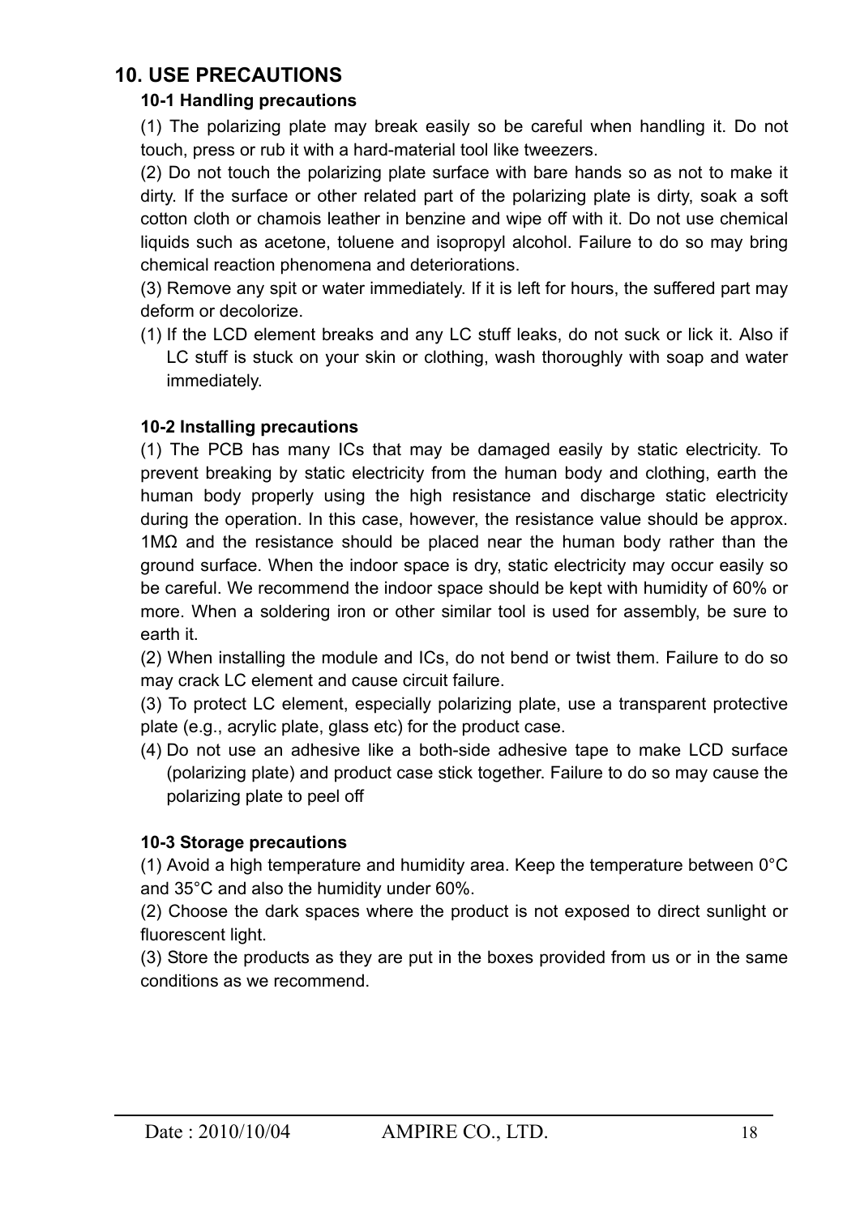## 10. USE PRECAUTIONS

### 10-1 Handling precautions

(1) The polarizing plate may break easily so be careful when handling it. Do not touch, press or rub it with a hard-material tool like tweezers.

(2) Do not touch the polarizing plate surface with bare hands so as not to make it dirty. If the surface or other related part of the polarizing plate is dirty, soak a soft cotton cloth or chamois leather in benzine and wipe off with it. Do not use chemical liquids such as acetone, toluene and isopropyl alcohol. Failure to do so may bring chemical reaction phenomena and deteriorations.

(3) Remove any spit or water immediately. If it is left for hours, the suffered part may deform or decolorize.

(1) If the LCD element breaks and any LC stuff leaks, do not suck or lick it. Also if LC stuff is stuck on your skin or clothing, wash thoroughly with soap and water immediately.

### 10-2 Installing precautions

(1) The PCB has many ICs that may be damaged easily by static electricity. To prevent breaking by static electricity from the human body and clothing, earth the human body properly using the high resistance and discharge static electricity during the operation. In this case, however, the resistance value should be approx. 1MΩ and the resistance should be placed near the human body rather than the ground surface. When the indoor space is dry, static electricity may occur easily so be careful. We recommend the indoor space should be kept with humidity of 60% or more. When a soldering iron or other similar tool is used for assembly, be sure to earth it.

(2) When installing the module and ICs, do not bend or twist them. Failure to do so may crack LC element and cause circuit failure.

(3) To protect LC element, especially polarizing plate, use a transparent protective plate (e.g., acrylic plate, glass etc) for the product case.

(4) Do not use an adhesive like a both-side adhesive tape to make LCD surface (polarizing plate) and product case stick together. Failure to do so may cause the polarizing plate to peel off

### 10-3 Storage precautions

(1) Avoid a high temperature and humidity area. Keep the temperature between 0°C and 35°C and also the humidity under 60%.

(2) Choose the dark spaces where the product is not exposed to direct sunlight or fluorescent light.

(3) Store the products as they are put in the boxes provided from us or in the same conditions as we recommend.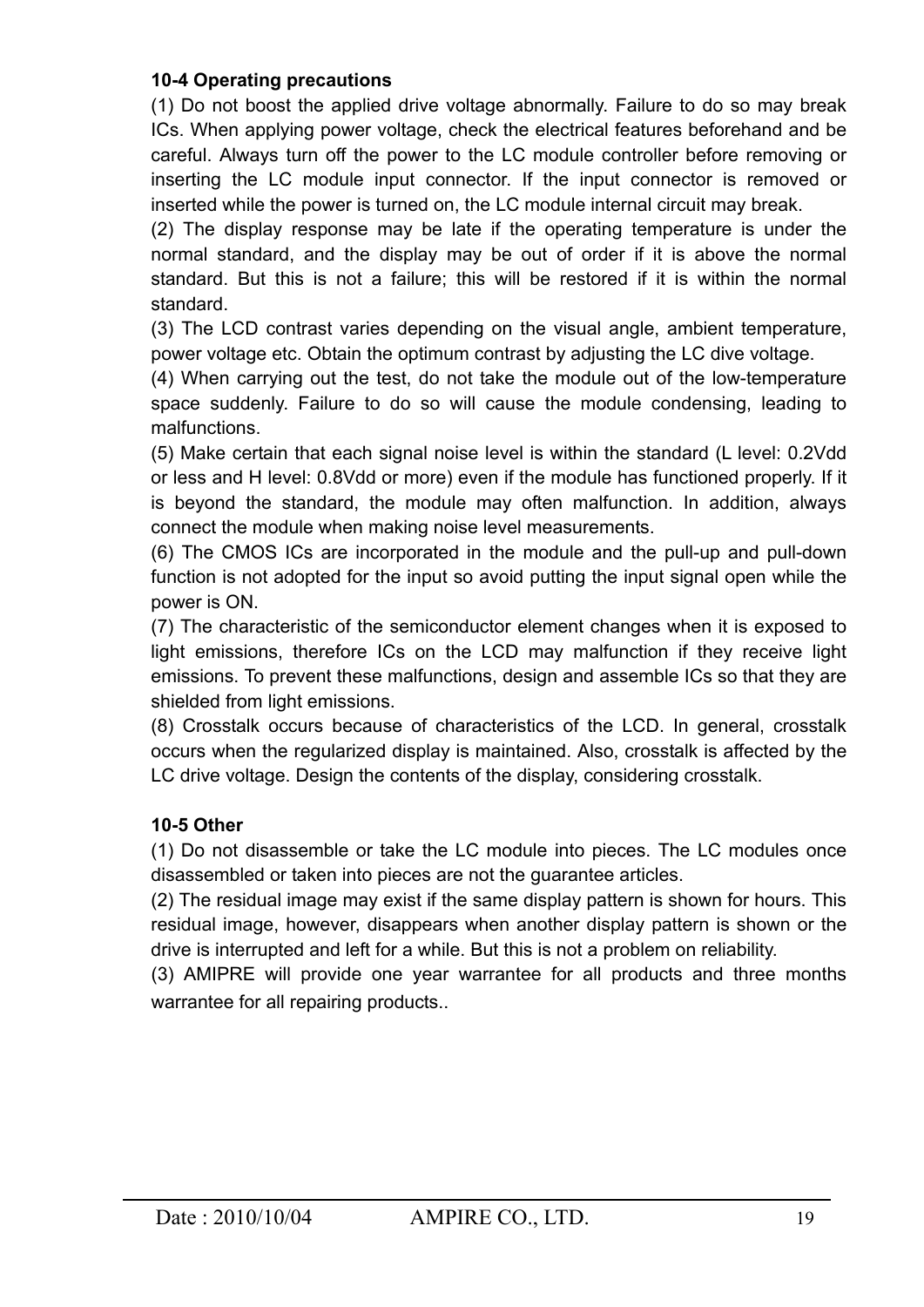**10-4 Operating precautions**

(1) Do not boost the applied drive voltage abnormally. Failure to do so may break ICs. When applying power voltage, check the electrical features beforehand and be careful. Always turn off the power to the LC module controller before removing or inserting the LC module input connector. If the input connector is removed or inserted while the power is turned on, the LC module internal circuit may break.

(2) The display response may be late if the operating temperature is under the normal standard, and the display may be out of order if it is above the normal standard. But this is not a failure; this will be restored if it is within the normal standard.

(3) The LCD contrast varies depending on the visual angle, ambient temperature, power voltage etc. Obtain the optimum contrast by adjusting the LC dive voltage.

(4) When carrying out the test, do not take the module out of the low-temperature space suddenly. Failure to do so will cause the module condensing, leading to malfunctions.

(5) Make certain that each signal noise level is within the standard (L level: 0.2Vdd or less and H level: 0.8Vdd or more) even if the module has functioned properly. If it is beyond the standard, the module may often malfunction. In addition, always connect the module when making noise level measurements.

(6) The CMOS ICs are incorporated in the module and the pull-up and pull-down function is not adopted for the input so avoid putting the input signal open while the power is ON.

(7) The characteristic of the semiconductor element changes when it is exposed to light emissions, therefore ICs on the LCD may malfunction if they receive light emissions. To prevent these malfunctions, design and assemble ICs so that they are shielded from light emissions.

(8) Crosstalk occurs because of characteristics of the LCD. In general, crosstalk occurs when the regularized display is maintained. Also, crosstalk is affected by the LC drive voltage. Design the contents of the display, considering crosstalk.

**10-5 Other**

(1) Do not disassemble or take the LC module into pieces. The LC modules once disassembled or taken into pieces are not the guarantee articles.

(2) The residual image may exist if the same display pattern is shown for hours. This residual image, however, disappears when another display pattern is shown or the drive is interrupted and left for a while. But this is not a problem on reliability.

(3) AMIPRE will provide one year warrantee for all products and three months warrantee for all repairing products..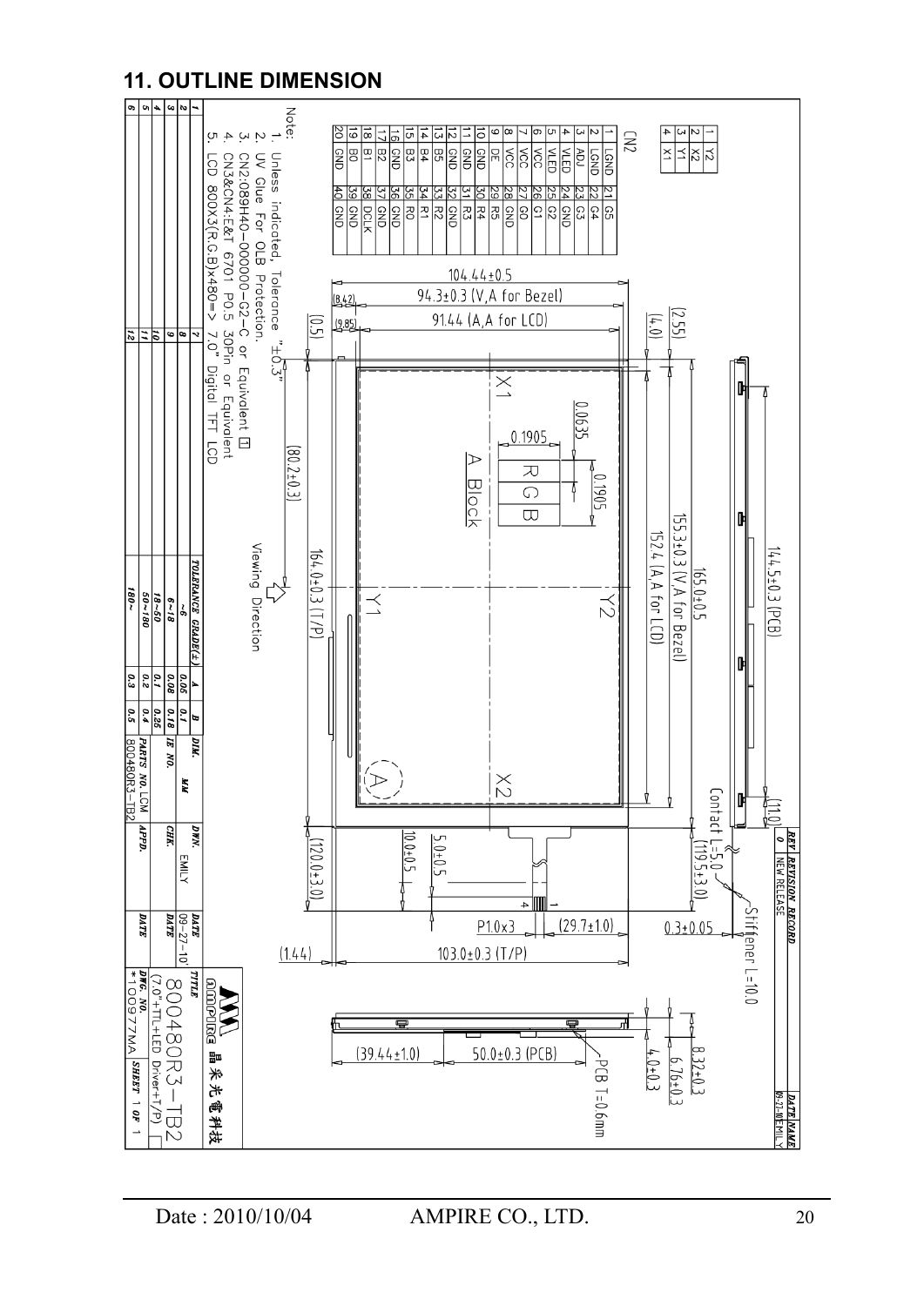## 11. OUTLINE DIMENSION

| | | |
|---|---|---|
| 1 | Y2 | |
| 2 | X2 | |
| 3 | Y1 | |
| 4 | X1 | |

CN2

| Pin | Signal | Pin | Signal |
|---|---|---|---|
| 1 | LGND | 21 | G5 |
| 2 | LGND | 22 | G4 |
| 3 | ADJ | 23 | G3 |
| 4 | VLED | 24 | GND |
| 5 | VLED | 25 | G2 |
| 6 | VCC | 26 | G1 |
| 7 | VCC | 27 | G0 |
| 8 | VCC | 28 | GND |
| 9 | DE | 29 | R5 |
| 10 | GND | 30 | R4 |
| 11 | GND | 31 | R3 |
| 12 | GND | 32 | GND |
| 13 | B5 | 33 | R2 |
| 14 | B4 | 34 | R1 |
| 15 | B3 | 35 | R0 |
| 16 | GND | 36 | GND |
| 17 | B2 | 37 | GND |
| 18 | B1 | 38 | DCLK |
| 19 | B0 | 39 | GND |
| 20 | GND | 40 | GND |

Note:
1. Unless indicated, Tolerance "±0.3"
2. UV Glue For OLB Protection.
3. CN2:089H40-000000-G2-C or Equivalent
4. CN3&CN4:E&T 6701 P0.5 30Pin or Equivalent
5. LCD 800X3(R.G.B)x480=> 7.0" Digital TFT LCD

| TOLERANCE GRADE(±) | A | B |
|---|---|---|
| ~6 | 0.05 | 0.1 |
| 6~18 | 0.08 | 0.15 |
| 18~50 | 0.1 | 0.25 |
| 50~180 | 0.2 | 0.4 |
| 180~ | 0.3 | 0.5 |

| REV | REVISION RECORD | DATE | NAME |
|---|---|---|---|
| 0 | NEW RELEASE | 09-27-10 | EMILY |

| DIM. | MM | DWN. | EMILY | DATE | 09-27-10 |
|---|---|---|---|---|---|
| IE NO. | | CHK. | | DATE | |
| PARTS NO. LCM 800480R3-TB2 | | APPD. | | DATE | |

TITLE: 800480R3-TB2 (7.0"+TTL+LED Driver+T/P)

AMPIRE 晶采光電科技

DWG. NO. *10097MA SHEET 1 OF 1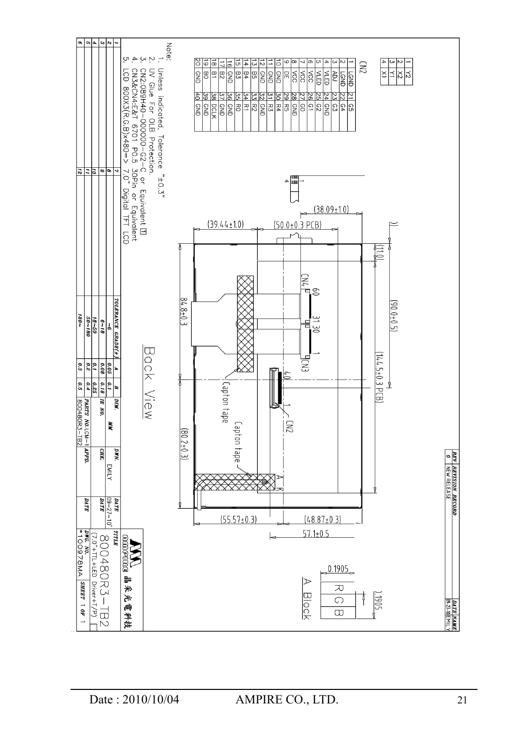## CN2

| | | | |
|---|---|---|---|
| 1 | LGND | 21 | G5 |
| 2 | LGND | 22 | G4 |
| 3 | ADJ | 23 | G3 |
| 4 | VLED | 24 | GND |
| 5 | VLED | 25 | G2 |
| 6 | VCC | 26 | G1 |
| 7 | VCC | 27 | G0 |
| 8 | VCC | 28 | GND |
| 9 | DE | 29 | R5 |
| 10 | GND | 30 | R4 |
| 11 | GND | 31 | R3 |
| 12 | GND | 32 | GND |
| 13 | B5 | 33 | R2 |
| 14 | B4 | 34 | R1 |
| 15 | B3 | 35 | R0 |
| 16 | GND | 36 | GND |
| 17 | B2 | 37 | GND |
| 18 | B1 | 38 | DCLK |
| 19 | B0 | 39 | GND |
| 20 | GND | 40 | GND |

| | |
|---|---|
| 1 | Y2 |
| 2 | X2 |
| 3 | Y1 |
| 4 | X1 |

Note:
1. Unless indicated, Tolerance "±0.3"
2. UV Glue For OLB Protection.
3. CN2:089H40-000000-G2-C or Equivalent
4. CN3&CN4:E&T 6701 P0.5 30Pin or Equivalent
5. LCD 800X3(R.G.B)x480=> 7.0" Digital TFT LCD

Back View

(38.09±1.0)
(39.44±1.0)
(50.0±0.3 PCB)
(11.0)
(90.0±0.5)
(144.5±0.3 PCB)
84.8±0.3
(80.2±0.3)
(55.57±0.3)
(48.87±0.3)
57.1±0.5
CN4 60 31 30 1 CN3
40 1 CN2
Capton tape
Capton tape
A K
0.1905
0.1905
R G B
A Block

| REV | REVISION RECORD | DATE | NAME |
|---|---|---|---|
| 0 | NEW RELEASE | 09-27-10 | EMILY |

| TOLERANCE GRADE(±) | A | B |
|---|---|---|
| ~6 | 0.05 | 0.1 |
| 6~18 | 0.08 | 0.18 |
| 18~50 | 0.1 | 0.25 |
| 50~180 | 0.2 | 0.4 |
| 180~ | 0.3 | 0.5 |

| | |
|---|---|
| DIM. | MM |
| IE NO. | |
| PARTS NO. | LCM-1 800480R3-TB2 |
| DWN. | EMILY |
| DATE | 09-27-10' |
| CHK. | |
| APPD. | |

TITLE: ampire 晶采光電科技
800480R3-TB2
(7.0"+TTL+LED Driver+T/P)
DWG. NO. *100978MA SHEET 1 OF 1